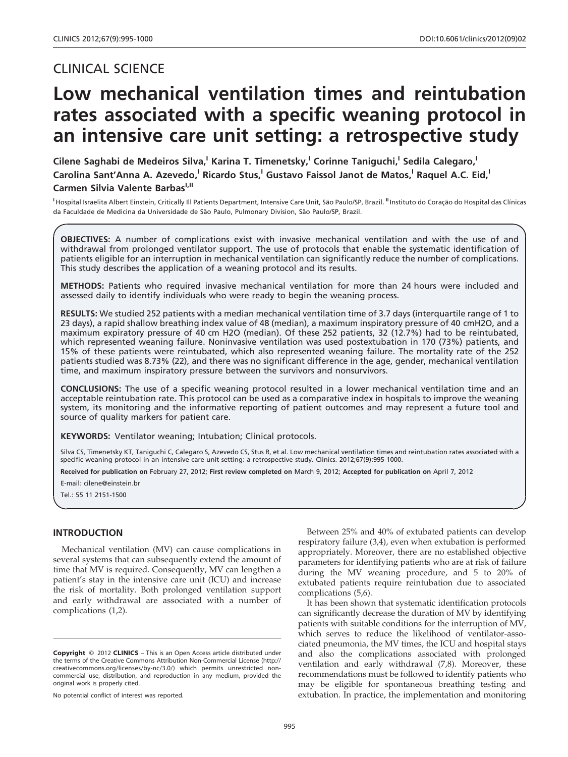## CLINICAL SCIENCE

# Low mechanical ventilation times and reintubation rates associated with a specific weaning protocol in an intensive care unit setting: a retrospective study

**Cilene Saghabi de Medeiros Silva,[I] Karina T. Timenetsky,[I] Corinne Taniguchi,[I] Sedila Calegaro,[I] Carolina Sant'Anna A. Azevedo,[I] Ricardo Stus,[I] Gustavo Faissol Janot de Matos,[I] Raquel A.C. Eid,[I] Carmen Silvia Valente Barbas[I,II]**

[I] Hospital Israelita Albert Einstein, Critically Ill Patients Department, Intensive Care Unit, São Paulo/SP, Brazil. [II] Instituto do Coração do Hospital das Clínicas da Faculdade de Medicina da Universidade de São Paulo, Pulmonary Division, São Paulo/SP, Brazil.

**OBJECTIVES:** A number of complications exist with invasive mechanical ventilation and with the use of and withdrawal from prolonged ventilator support. The use of protocols that enable the systematic identification of patients eligible for an interruption in mechanical ventilation can significantly reduce the number of complications. This study describes the application of a weaning protocol and its results.

**METHODS:** Patients who required invasive mechanical ventilation for more than 24 hours were included and assessed daily to identify individuals who were ready to begin the weaning process.

**RESULTS:** We studied 252 patients with a median mechanical ventilation time of 3.7 days (interquartile range of 1 to 23 days), a rapid shallow breathing index value of 48 (median), a maximum inspiratory pressure of 40 cmH2O, and a maximum expiratory pressure of 40 cm H2O (median). Of these 252 patients, 32 (12.7%) had to be reintubated, which represented weaning failure. Noninvasive ventilation was used postextubation in 170 (73%) patients, and 15% of these patients were reintubated, which also represented weaning failure. The mortality rate of the 252 patients studied was 8.73% (22), and there was no significant difference in the age, gender, mechanical ventilation time, and maximum inspiratory pressure between the survivors and nonsurvivors.

**CONCLUSIONS:** The use of a specific weaning protocol resulted in a lower mechanical ventilation time and an acceptable reintubation rate. This protocol can be used as a comparative index in hospitals to improve the weaning system, its monitoring and the informative reporting of patient outcomes and may represent a future tool and source of quality markers for patient care.

**KEYWORDS:** Ventilator weaning; Intubation; Clinical protocols.

Silva CS, Timenetsky KT, Taniguchi C, Calegaro S, Azevedo CS, Stus R, et al. Low mechanical ventilation times and reintubation rates associated with a specific weaning protocol in an intensive care unit setting: a retrospective study. Clinics. 2012;67(9):995-1000.

**Received for publication on** February 27, 2012; **First review completed on** March 9, 2012; **Accepted for publication on** April 7, 2012

E-mail: cilene@einstein.br

Tel.: 55 11 2151-1500

## INTRODUCTION

Mechanical ventilation (MV) can cause complications in several systems that can subsequently extend the amount of time that MV is required. Consequently, MV can lengthen a patient's stay in the intensive care unit (ICU) and increase the risk of mortality. Both prolonged ventilation support and early withdrawal are associated with a number of complications (1,2).

Between 25% and 40% of extubated patients can develop respiratory failure (3,4), even when extubation is performed appropriately. Moreover, there are no established objective parameters for identifying patients who are at risk of failure during the MV weaning procedure, and 5 to 20% of extubated patients require reintubation due to associated complications (5,6).

It has been shown that systematic identification protocols can significantly decrease the duration of MV by identifying patients with suitable conditions for the interruption of MV, which serves to reduce the likelihood of ventilator-associated pneumonia, the MV times, the ICU and hospital stays and also the complications associated with prolonged ventilation and early withdrawal (7,8). Moreover, these recommendations must be followed to identify patients who may be eligible for spontaneous breathing testing and extubation. In practice, the implementation and monitoring

**Copyright** © 2012 **CLINICS** – This is an Open Access article distributed under the terms of the Creative Commons Attribution Non-Commercial License (http://creativecommons.org/licenses/by-nc/3.0/) which permits unrestricted non-commercial use, distribution, and reproduction in any medium, provided the original work is properly cited.

No potential conflict of interest was reported.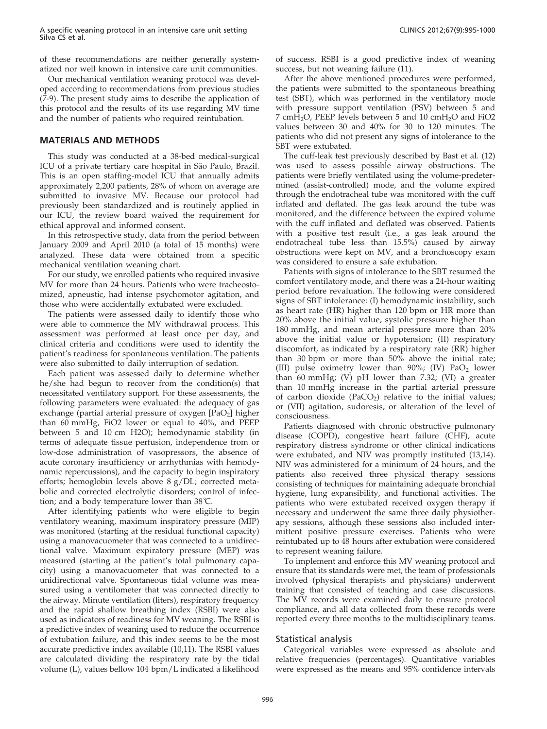of these recommendations are neither generally systematized nor well known in intensive care unit communities.

Our mechanical ventilation weaning protocol was developed according to recommendations from previous studies (7-9). The present study aims to describe the application of this protocol and the results of its use regarding MV time and the number of patients who required reintubation.

## MATERIALS AND METHODS

This study was conducted at a 38-bed medical-surgical ICU of a private tertiary care hospital in São Paulo, Brazil. This is an open staffing-model ICU that annually admits approximately 2,200 patients, 28% of whom on average are submitted to invasive MV. Because our protocol had previously been standardized and is routinely applied in our ICU, the review board waived the requirement for ethical approval and informed consent.

In this retrospective study, data from the period between January 2009 and April 2010 (a total of 15 months) were analyzed. These data were obtained from a specific mechanical ventilation weaning chart.

For our study, we enrolled patients who required invasive MV for more than 24 hours. Patients who were tracheostomized, apneustic, had intense psychomotor agitation, and those who were accidentally extubated were excluded.

The patients were assessed daily to identify those who were able to commence the MV withdrawal process. This assessment was performed at least once per day, and clinical criteria and conditions were used to identify the patient's readiness for spontaneous ventilation. The patients were also submitted to daily interruption of sedation.

Each patient was assessed daily to determine whether he/she had begun to recover from the condition(s) that necessitated ventilatory support. For these assessments, the following parameters were evaluated: the adequacy of gas exchange (partial arterial pressure of oxygen [$PaO_2$] higher than 60 mmHg, FiO2 lower or equal to 40%, and PEEP between 5 and 10 cm H2O)); hemodynamic stability (in terms of adequate tissue perfusion, independence from or low-dose administration of vasopressors, the absence of acute coronary insufficiency or arrhythmias with hemodynamic repercussions), and the capacity to begin inspiratory efforts; hemoglobin levels above 8 g/DL; corrected metabolic and corrected electrolytic disorders; control of infection; and a body temperature lower than 38℃.

After identifying patients who were eligible to begin ventilatory weaning, maximum inspiratory pressure (MIP) was monitored (starting at the residual functional capacity) using a manovacuometer that was connected to a unidirectional valve. Maximum expiratory pressure (MEP) was measured (starting at the patient's total pulmonary capacity) using a manovacuometer that was connected to a unidirectional valve. Spontaneous tidal volume was measured using a ventilometer that was connected directly to the airway. Minute ventilation (liters), respiratory frequency and the rapid shallow breathing index (RSBI) were also used as indicators of readiness for MV weaning. The RSBI is a predictive index of weaning used to reduce the occurrence of extubation failure, and this index seems to be the most accurate predictive index available (10,11). The RSBI values are calculated dividing the respiratory rate by the tidal volume (L), values bellow 104 bpm/L indicated a likelihood of success. RSBI is a good predictive index of weaning success, but not weaning failure (11).

After the above mentioned procedures were performed, the patients were submitted to the spontaneous breathing test (SBT), which was performed in the ventilatory mode with pressure support ventilation (PSV) between 5 and 7 $cmH_2O$, PEEP levels between 5 and 10 $cmH_2O$ and FiO2 values between 30 and 40% for 30 to 120 minutes. The patients who did not present any signs of intolerance to the SBT were extubated.

The cuff-leak test previously described by Bast et al. (12) was used to assess possible airway obstructions. The patients were briefly ventilated using the volume-predetermined (assist-controlled) mode, and the volume expired through the endotracheal tube was monitored with the cuff inflated and deflated. The gas leak around the tube was monitored, and the difference between the expired volume with the cuff inflated and deflated was observed. Patients with a positive test result (i.e., a gas leak around the endotracheal tube less than 15.5%) caused by airway obstructions were kept on MV, and a bronchoscopy exam was considered to ensure a safe extubation.

Patients with signs of intolerance to the SBT resumed the comfort ventilatory mode, and there was a 24-hour waiting period before reevaluation. The following were considered signs of SBT intolerance: (I) hemodynamic instability, such as heart rate (HR) higher than 120 bpm or HR more than 20% above the initial value, systolic pressure higher than 180 mmHg, and mean arterial pressure more than 20% above the initial value or hypotension; (II) respiratory discomfort, as indicated by a respiratory rate (RR) higher than 30 bpm or more than 50% above the initial rate; (III) pulse oximetry lower than 90%; (IV) $PaO_2$ lower than 60 mmHg; (V) pH lower than 7.32; (VI) a greater than 10 mmHg increase in the partial arterial pressure of carbon dioxide ($PaCO_2$) relative to the initial values; or (VII) agitation, sudoresis, or alteration of the level of consciousness.

Patients diagnosed with chronic obstructive pulmonary disease (COPD), congestive heart failure (CHF), acute respiratory distress syndrome or other clinical indications were extubated, and NIV was promptly instituted (13,14). NIV was administered for a minimum of 24 hours, and the patients also received three physical therapy sessions consisting of techniques for maintaining adequate bronchial hygiene, lung expansibility, and functional activities. The patients who were extubated received oxygen therapy if necessary and underwent the same three daily physiotherapy sessions, although these sessions also included intermittent positive pressure exercises. Patients who were reintubated up to 48 hours after extubation were considered to represent weaning failure.

To implement and enforce this MV weaning protocol and ensure that its standards were met, the team of professionals involved (physical therapists and physicians) underwent training that consisted of teaching and case discussions. The MV records were examined daily to ensure protocol compliance, and all data collected from these records were reported every three months to the multidisciplinary teams.

### Statistical analysis

Categorical variables were expressed as absolute and relative frequencies (percentages). Quantitative variables were expressed as the means and 95% confidence intervals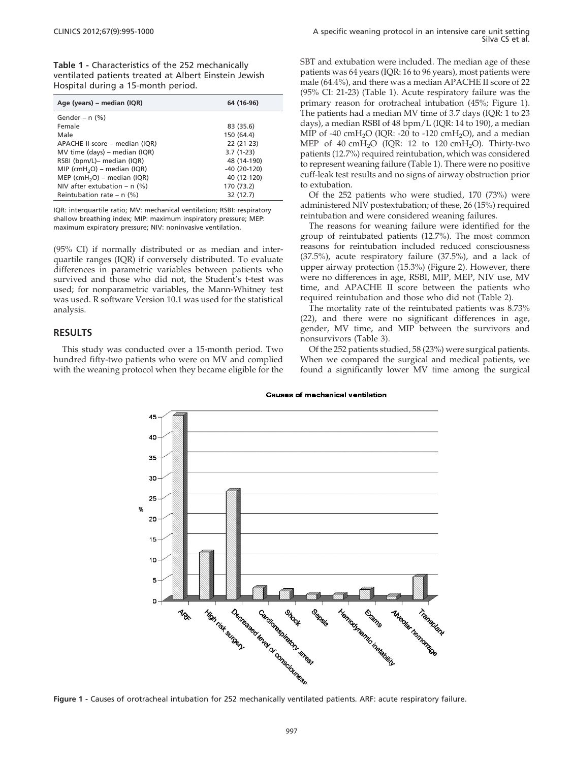**Table 1 -** Characteristics of the 252 mechanically ventilated patients treated at Albert Einstein Jewish Hospital during a 15-month period.

| Age (years) – median (IQR) | 64 (16-96) |
|---|---|
| Gender – n (%) | |
| Female | 83 (35.6) |
| Male | 150 (64.4) |
| APACHE II score – median (IQR) | 22 (21-23) |
| MV time (days) – median (IQR) | 3.7 (1-23) |
| RSBI (bpm/L)– median (IQR) | 48 (14-190) |
| MIP ($cmH_2O$) – median (IQR) | -40 (20-120) |
| MEP ($cmH_2O$) – median (IQR) | 40 (12-120) |
| NIV after extubation – n (%) | 170 (73.2) |
| Reintubation rate – n (%) | 32 (12.7) |

IQR: interquartile ratio; MV: mechanical ventilation; RSBI: respiratory shallow breathing index; MIP: maximum inspiratory pressure; MEP: maximum expiratory pressure; NIV: noninvasive ventilation.

(95% CI) if normally distributed or as median and interquartile ranges (IQR) if conversely distributed. To evaluate differences in parametric variables between patients who survived and those who did not, the Student's t-test was used; for nonparametric variables, the Mann-Whitney test was used. R software Version 10.1 was used for the statistical analysis.

## RESULTS

This study was conducted over a 15-month period. Two hundred fifty-two patients who were on MV and complied with the weaning protocol when they became eligible for the SBT and extubation were included. The median age of these patients was 64 years (IQR: 16 to 96 years), most patients were male (64.4%), and there was a median APACHE II score of 22 (95% CI: 21-23) (Table 1). Acute respiratory failure was the primary reason for orotracheal intubation (45%; Figure 1). The patients had a median MV time of 3.7 days (IQR: 1 to 23 days), a median RSBI of 48 bpm/L (IQR: 14 to 190), a median MIP of -40 $cmH_2O$ (IQR: -20 to -120 $cmH_2O$), and a median MEP of 40 $cmH_2O$ (IQR: 12 to 120 $cmH_2O$). Thirty-two patients (12.7%) required reintubation, which was considered to represent weaning failure (Table 1). There were no positive cuff-leak test results and no signs of airway obstruction prior to extubation.

Of the 252 patients who were studied, 170 (73%) were administered NIV postextubation; of these, 26 (15%) required reintubation and were considered weaning failures.

The reasons for weaning failure were identified for the group of reintubated patients (12.7%). The most common reasons for reintubation included reduced consciousness (37.5%), acute respiratory failure (37.5%), and a lack of upper airway protection (15.3%) (Figure 2). However, there were no differences in age, RSBI, MIP, MEP, NIV use, MV time, and APACHE II score between the patients who required reintubation and those who did not (Table 2).

The mortality rate of the reintubated patients was 8.73% (22), and there were no significant differences in age, gender, MV time, and MIP between the survivors and nonsurvivors (Table 3).

Of the 252 patients studied, 58 (23%) were surgical patients. When we compared the surgical and medical patients, we found a significantly lower MV time among the surgical

**Figure 1 -** Causes of orotracheal intubation for 252 mechanically ventilated patients. ARF: acute respiratory failure.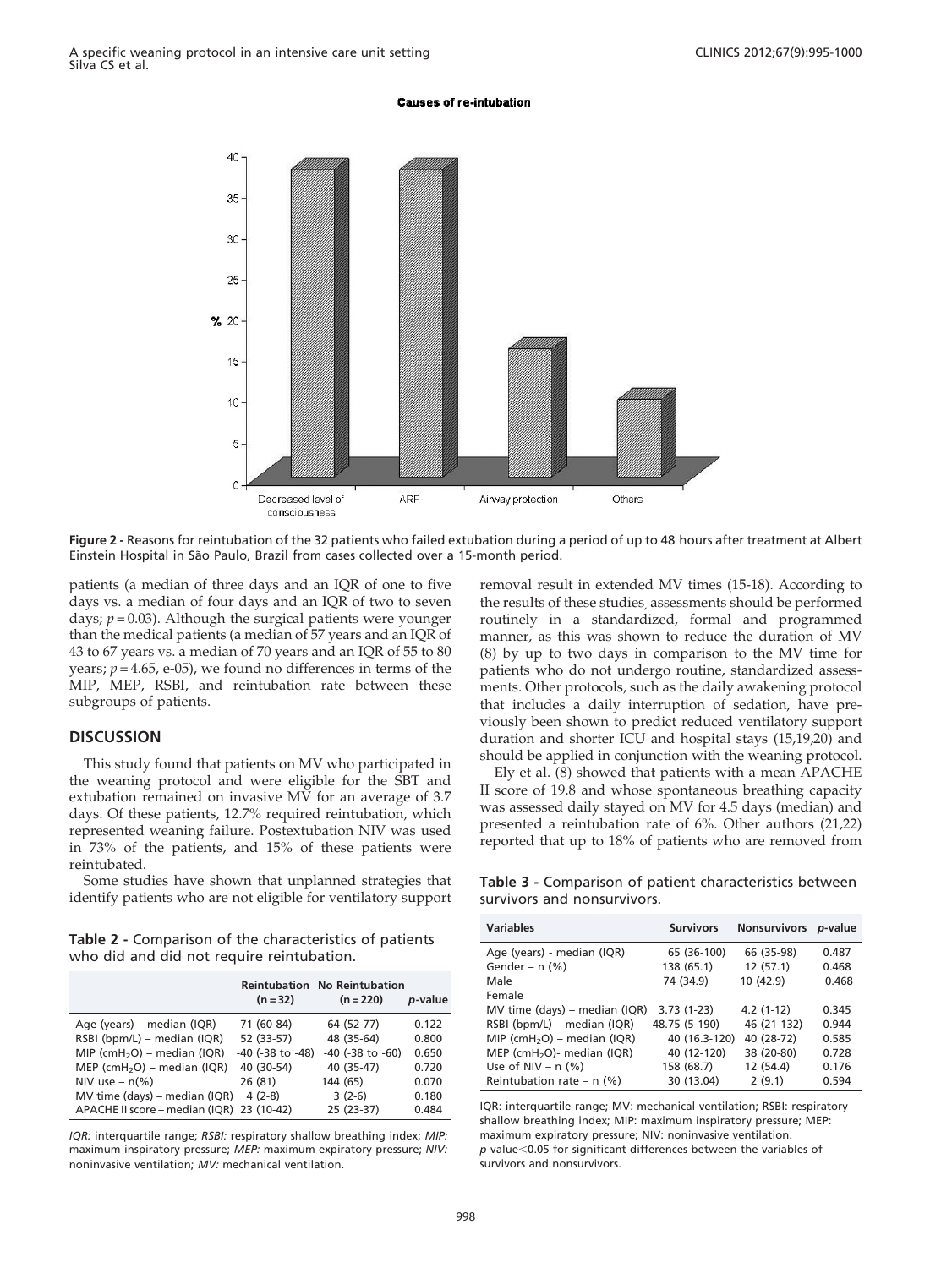**Causes of re-intubation**

**Figure 2 -** Reasons for reintubation of the 32 patients who failed extubation during a period of up to 48 hours after treatment at Albert Einstein Hospital in São Paulo, Brazil from cases collected over a 15-month period.

patients (a median of three days and an IQR of one to five days vs. a median of four days and an IQR of two to seven days; $p = 0.03$). Although the surgical patients were younger than the medical patients (a median of 57 years and an IQR of 43 to 67 years vs. a median of 70 years and an IQR of 55 to 80 years; $p = 4.65$, e-05), we found no differences in terms of the MIP, MEP, RSBI, and reintubation rate between these subgroups of patients.

## DISCUSSION

This study found that patients on MV who participated in the weaning protocol and were eligible for the SBT and extubation remained on invasive MV for an average of 3.7 days. Of these patients, 12.7% required reintubation, which represented weaning failure. Postextubation NIV was used in 73% of the patients, and 15% of these patients were reintubated.

Some studies have shown that unplanned strategies that identify patients who are not eligible for ventilatory support removal result in extended MV times (15-18). According to the results of these studies, assessments should be performed routinely in a standardized, formal and programmed manner, as this was shown to reduce the duration of MV (8) by up to two days in comparison to the MV time for patients who do not undergo routine, standardized assessments. Other protocols, such as the daily awakening protocol that includes a daily interruption of sedation, have previously been shown to predict reduced ventilatory support duration and shorter ICU and hospital stays (15,19,20) and should be applied in conjunction with the weaning protocol.

Ely et al. (8) showed that patients with a mean APACHE II score of 19.8 and whose spontaneous breathing capacity was assessed daily stayed on MV for 4.5 days (median) and presented a reintubation rate of 6%. Other authors (21,22) reported that up to 18% of patients who are removed from

**Table 2 -** Comparison of the characteristics of patients who did and did not require reintubation.

| | Reintubation (n = 32) | No Reintubation (n = 220) | *p*-value |
|---|---|---|---|
| Age (years) – median (IQR) | 71 (60-84) | 64 (52-77) | 0.122 |
| RSBI (bpm/L) – median (IQR) | 52 (33-57) | 48 (35-64) | 0.800 |
| MIP ($cmH_2O$) – median (IQR) | -40 (-38 to -48) | -40 (-38 to -60) | 0.650 |
| MEP ($cmH_2O$) – median (IQR) | 40 (30-54) | 40 (35-47) | 0.720 |
| NIV use – n(%) | 26 (81) | 144 (65) | 0.070 |
| MV time (days) – median (IQR) | 4 (2-8) | 3 (2-6) | 0.180 |
| APACHE II score – median (IQR) | 23 (10-42) | 25 (23-37) | 0.484 |

*IQR:* interquartile range; *RSBI:* respiratory shallow breathing index; *MIP:* maximum inspiratory pressure; *MEP:* maximum expiratory pressure; *NIV:* noninvasive ventilation; *MV:* mechanical ventilation.

**Table 3 -** Comparison of patient characteristics between survivors and nonsurvivors.

| Variables | Survivors | Nonsurvivors | *p*-value |
|---|---|---|---|
| Age (years) - median (IQR) | 65 (36-100) | 66 (35-98) | 0.487 |
| Gender – n (%) | 138 (65.1) | 12 (57.1) | 0.468 |
| Male | 74 (34.9) | 10 (42.9) | 0.468 |
| Female | | | |
| MV time (days) – median (IQR) | 3.73 (1-23) | 4.2 (1-12) | 0.345 |
| RSBI (bpm/L) – median (IQR) | 48.75 (5-190) | 46 (21-132) | 0.944 |
| MIP ($cmH_2O$) – median (IQR) | 40 (16.3-120) | 40 (28-72) | 0.585 |
| MEP ($cmH_2O$)- median (IQR) | 40 (12-120) | 38 (20-80) | 0.728 |
| Use of NIV – n (%) | 158 (68.7) | 12 (54.4) | 0.176 |
| Reintubation rate – n (%) | 30 (13.04) | 2 (9.1) | 0.594 |

IQR: interquartile range; MV: mechanical ventilation; RSBI: respiratory shallow breathing index; MIP: maximum inspiratory pressure; MEP: maximum expiratory pressure; NIV: noninvasive ventilation.
*p*-value<0.05 for significant differences between the variables of survivors and nonsurvivors.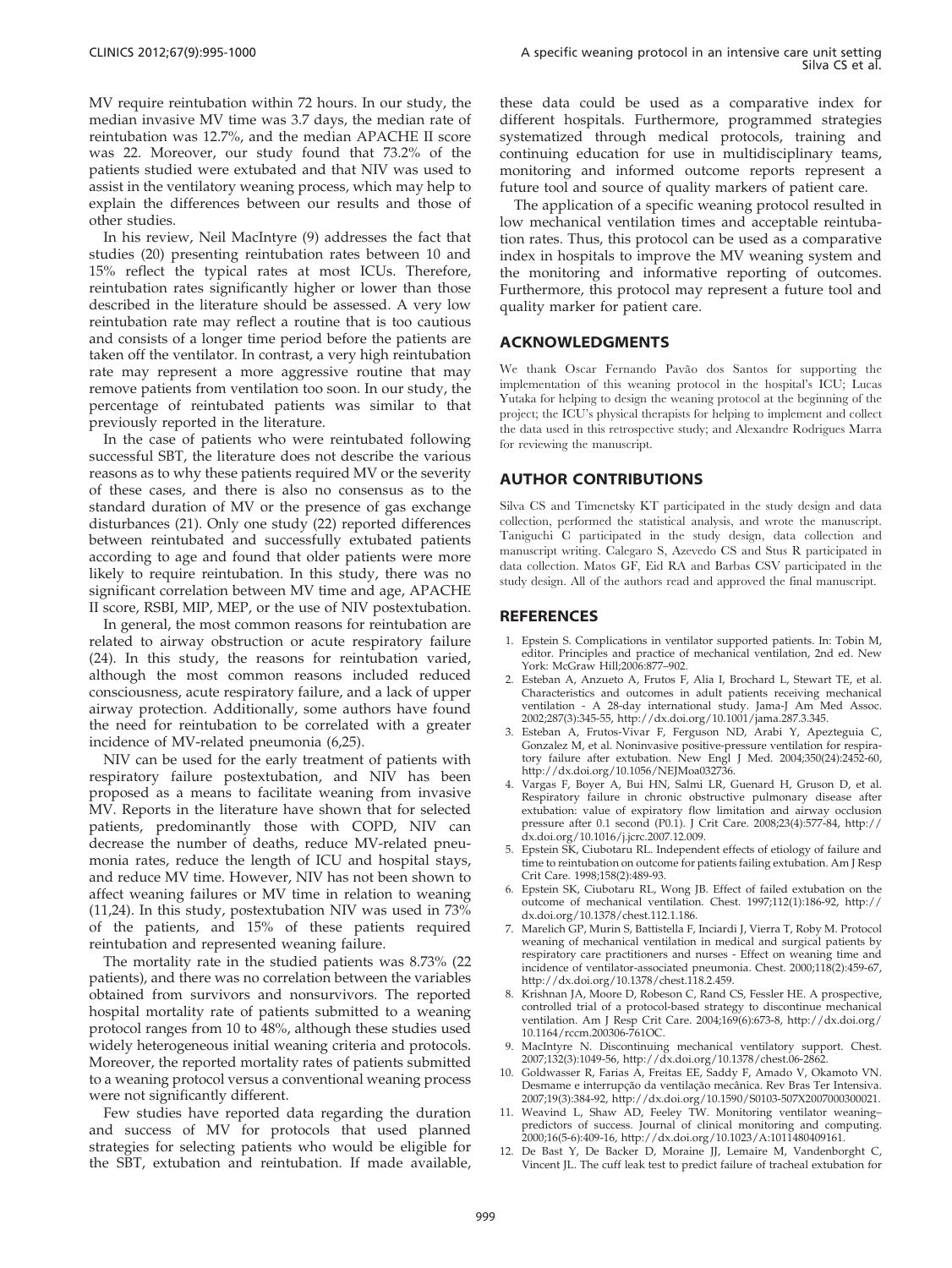MV require reintubation within 72 hours. In our study, the median invasive MV time was 3.7 days, the median rate of reintubation was 12.7%, and the median APACHE II score was 22. Moreover, our study found that 73.2% of the patients studied were extubated and that NIV was used to assist in the ventilatory weaning process, which may help to explain the differences between our results and those of other studies.

In his review, Neil MacIntyre (9) addresses the fact that studies (20) presenting reintubation rates between 10 and 15% reflect the typical rates at most ICUs. Therefore, reintubation rates significantly higher or lower than those described in the literature should be assessed. A very low reintubation rate may reflect a routine that is too cautious and consists of a longer time period before the patients are taken off the ventilator. In contrast, a very high reintubation rate may represent a more aggressive routine that may remove patients from ventilation too soon. In our study, the percentage of reintubated patients was similar to that previously reported in the literature.

In the case of patients who were reintubated following successful SBT, the literature does not describe the various reasons as to why these patients required MV or the severity of these cases, and there is also no consensus as to the standard duration of MV or the presence of gas exchange disturbances (21). Only one study (22) reported differences between reintubated and successfully extubated patients according to age and found that older patients were more likely to require reintubation. In this study, there was no significant correlation between MV time and age, APACHE II score, RSBI, MIP, MEP, or the use of NIV postextubation.

In general, the most common reasons for reintubation are related to airway obstruction or acute respiratory failure (24). In this study, the reasons for reintubation varied, although the most common reasons included reduced consciousness, acute respiratory failure, and a lack of upper airway protection. Additionally, some authors have found the need for reintubation to be correlated with a greater incidence of MV-related pneumonia (6,25).

NIV can be used for the early treatment of patients with respiratory failure postextubation, and NIV has been proposed as a means to facilitate weaning from invasive MV. Reports in the literature have shown that for selected patients, predominantly those with COPD, NIV can decrease the number of deaths, reduce MV-related pneumonia rates, reduce the length of ICU and hospital stays, and reduce MV time. However, NIV has not been shown to affect weaning failures or MV time in relation to weaning (11,24). In this study, postextubation NIV was used in 73% of the patients, and 15% of these patients required reintubation and represented weaning failure.

The mortality rate in the studied patients was 8.73% (22 patients), and there was no correlation between the variables obtained from survivors and nonsurvivors. The reported hospital mortality rate of patients submitted to a weaning protocol ranges from 10 to 48%, although these studies used widely heterogeneous initial weaning criteria and protocols. Moreover, the reported mortality rates of patients submitted to a weaning protocol versus a conventional weaning process were not significantly different.

Few studies have reported data regarding the duration and success of MV for protocols that used planned strategies for selecting patients who would be eligible for the SBT, extubation and reintubation. If made available, these data could be used as a comparative index for different hospitals. Furthermore, programmed strategies systematized through medical protocols, training and continuing education for use in multidisciplinary teams, monitoring and informed outcome reports represent a future tool and source of quality markers of patient care.

The application of a specific weaning protocol resulted in low mechanical ventilation times and acceptable reintubation rates. Thus, this protocol can be used as a comparative index in hospitals to improve the MV weaning system and the monitoring and informative reporting of outcomes. Furthermore, this protocol may represent a future tool and quality marker for patient care.

## ACKNOWLEDGMENTS

We thank Oscar Fernando Pavão dos Santos for supporting the implementation of this weaning protocol in the hospital's ICU; Lucas Yutaka for helping to design the weaning protocol at the beginning of the project; the ICU's physical therapists for helping to implement and collect the data used in this retrospective study; and Alexandre Rodrigues Marra for reviewing the manuscript.

## AUTHOR CONTRIBUTIONS

Silva CS and Timenetsky KT participated in the study design and data collection, performed the statistical analysis, and wrote the manuscript. Taniguchi C participated in the study design, data collection and manuscript writing. Calegaro S, Azevedo CS and Stus R participated in data collection. Matos GF, Eid RA and Barbas CSV participated in the study design. All of the authors read and approved the final manuscript.

## REFERENCES

1. Epstein S. Complications in ventilator supported patients. In: Tobin M, editor. Principles and practice of mechanical ventilation, 2nd ed. New York: McGraw Hill;2006:877–902.
2. Esteban A, Anzueto A, Frutos F, Alia I, Brochard L, Stewart TE, et al. Characteristics and outcomes in adult patients receiving mechanical ventilation - A 28-day international study. Jama-J Am Med Assoc. 2002;287(3):345-55, http://dx.doi.org/10.1001/jama.287.3.345.
3. Esteban A, Frutos-Vivar F, Ferguson ND, Arabi Y, Apezteguia C, Gonzalez M, et al. Noninvasive positive-pressure ventilation for respiratory failure after extubation. New Engl J Med. 2004;350(24):2452-60, http://dx.doi.org/10.1056/NEJMoa032736.
4. Vargas F, Boyer A, Bui HN, Salmi LR, Guenard H, Gruson D, et al. Respiratory failure in chronic obstructive pulmonary disease after extubation: value of expiratory flow limitation and airway occlusion pressure after 0.1 second (P0.1). J Crit Care. 2008;23(4):577-84, http://dx.doi.org/10.1016/j.jcrc.2007.12.009.
5. Epstein SK, Ciubotaru RL. Independent effects of etiology of failure and time to reintubation on outcome for patients failing extubation. Am J Resp Crit Care. 1998;158(2):489-93.
6. Epstein SK, Ciubotaru RL, Wong JB. Effect of failed extubation on the outcome of mechanical ventilation. Chest. 1997;112(1):186-92, http://dx.doi.org/10.1378/chest.112.1.186.
7. Marelich GP, Murin S, Battistella F, Inciardi J, Vierra T, Roby M. Protocol weaning of mechanical ventilation in medical and surgical patients by respiratory care practitioners and nurses - Effect on weaning time and incidence of ventilator-associated pneumonia. Chest. 2000;118(2):459-67, http://dx.doi.org/10.1378/chest.118.2.459.
8. Krishnan JA, Moore D, Robeson C, Rand CS, Fessler HE. A prospective, controlled trial of a protocol-based strategy to discontinue mechanical ventilation. Am J Resp Crit Care. 2004;169(6):673-8, http://dx.doi.org/10.1164/rccm.200306-761OC.
9. MacIntyre N. Discontinuing mechanical ventilatory support. Chest. 2007;132(3):1049-56, http://dx.doi.org/10.1378/chest.06-2862.
10. Goldwasser R, Farias A, Freitas EE, Saddy F, Amado V, Okamoto VN. Desmame e interrupção da ventilação mecânica. Rev Bras Ter Intensiva. 2007;19(3):384-92, http://dx.doi.org/10.1590/S0103-507X2007000300021.
11. Weavind L, Shaw AD, Feeley TW. Monitoring ventilator weaning–predictors of success. Journal of clinical monitoring and computing. 2000;16(5-6):409-16, http://dx.doi.org/10.1023/A:1011480409161.
12. De Bast Y, De Backer D, Moraine JJ, Lemaire M, Vandenborght C, Vincent JL. The cuff leak test to predict failure of tracheal extubation for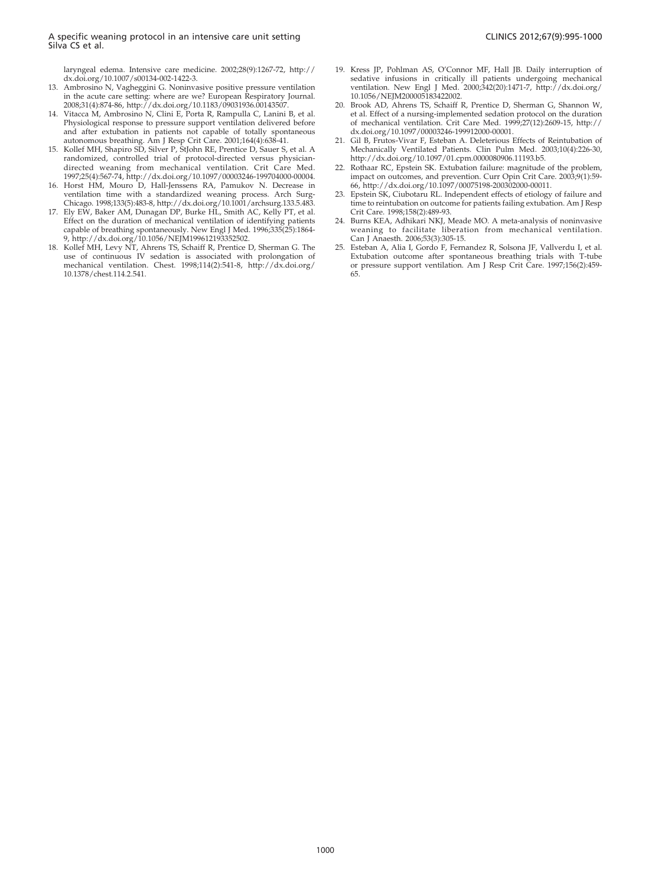laryngeal edema. Intensive care medicine. 2002;28(9):1267-72, http://dx.doi.org/10.1007/s00134-002-1422-3.

13. Ambrosino N, Vagheggini G. Noninvasive positive pressure ventilation in the acute care setting: where are we? European Respiratory Journal. 2008;31(4):874-86, http://dx.doi.org/10.1183/09031936.00143507.
14. Vitacca M, Ambrosino N, Clini E, Porta R, Rampulla C, Lanini B, et al. Physiological response to pressure support ventilation delivered before and after extubation in patients not capable of totally spontaneous autonomous breathing. Am J Resp Crit Care. 2001;164(4):638-41.
15. Kollef MH, Shapiro SD, Silver P, StJohn RE, Prentice D, Sauer S, et al. A randomized, controlled trial of protocol-directed versus physician-directed weaning from mechanical ventilation. Crit Care Med. 1997;25(4):567-74, http://dx.doi.org/10.1097/00003246-199704000-00004.
16. Horst HM, Mouro D, Hall-Jenssens RA, Pamukov N. Decrease in ventilation time with a standardized weaning process. Arch Surg-Chicago. 1998;133(5):483-8, http://dx.doi.org/10.1001/archsurg.133.5.483.
17. Ely EW, Baker AM, Dunagan DP, Burke HL, Smith AC, Kelly PT, et al. Effect on the duration of mechanical ventilation of identifying patients capable of breathing spontaneously. New Engl J Med. 1996;335(25):1864-9, http://dx.doi.org/10.1056/NEJM199612193352502.
18. Kollef MH, Levy NT, Ahrens TS, Schaiff R, Prentice D, Sherman G. The use of continuous IV sedation is associated with prolongation of mechanical ventilation. Chest. 1998;114(2):541-8, http://dx.doi.org/10.1378/chest.114.2.541.
19. Kress JP, Pohlman AS, O'Connor MF, Hall JB. Daily interruption of sedative infusions in critically ill patients undergoing mechanical ventilation. New Engl J Med. 2000;342(20):1471-7, http://dx.doi.org/10.1056/NEJM200005183422002.
20. Brook AD, Ahrens TS, Schaiff R, Prentice D, Sherman G, Shannon W, et al. Effect of a nursing-implemented sedation protocol on the duration of mechanical ventilation. Crit Care Med. 1999;27(12):2609-15, http://dx.doi.org/10.1097/00003246-199912000-00001.
21. Gil B, Frutos-Vivar F, Esteban A. Deleterious Effects of Reintubation of Mechanically Ventilated Patients. Clin Pulm Med. 2003;10(4):226-30, http://dx.doi.org/10.1097/01.cpm.0000080906.11193.b5.
22. Rothaar RC, Epstein SK. Extubation failure: magnitude of the problem, impact on outcomes, and prevention. Curr Opin Crit Care. 2003;9(1):59-66, http://dx.doi.org/10.1097/00075198-200302000-00011.
23. Epstein SK, Ciubotaru RL. Independent effects of etiology of failure and time to reintubation on outcome for patients failing extubation. Am J Resp Crit Care. 1998;158(2):489-93.
24. Burns KEA, Adhikari NKJ, Meade MO. A meta-analysis of noninvasive weaning to facilitate liberation from mechanical ventilation. Can J Anaesth. 2006;53(3):305-15.
25. Esteban A, Alia I, Gordo F, Fernandez R, Solsona JF, Vallverdu I, et al. Extubation outcome after spontaneous breathing trials with T-tube or pressure support ventilation. Am J Resp Crit Care. 1997;156(2):459-65.